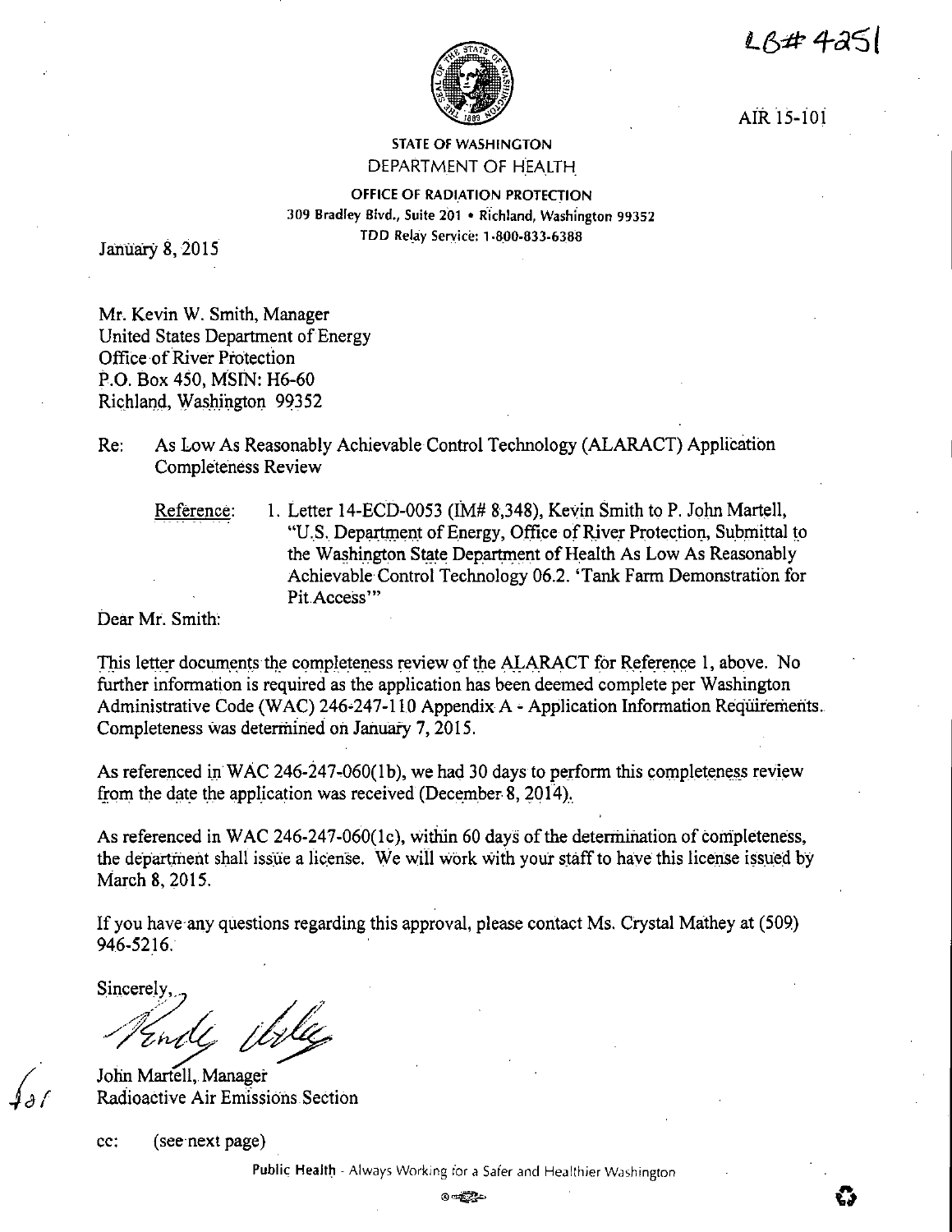LB# 4251

AIR 15-101

STATE OF WASHINGTON
DEPARTMENT OF HEALTH

OFFICE OF RADIATION PROTECTION
309 Bradley Blvd., Suite 201 • Richland, Washington 99352
TDD Relay Service: 1-800-833-6388

January 8, 2015

Mr. Kevin W. Smith, Manager
United States Department of Energy
Office of River Protection
P.O. Box 450, MSIN: H6-60
Richland, Washington 99352

Re: As Low As Reasonably Achievable Control Technology (ALARACT) Application Completeness Review

Reference: 1. Letter 14-ECD-0053 (IM# 8,348), Kevin Smith to P. John Martell, "U.S. Department of Energy, Office of River Protection, Submittal to the Washington State Department of Health As Low As Reasonably Achievable Control Technology 06.2. 'Tank Farm Demonstration for Pit Access'"

Dear Mr. Smith:

This letter documents the completeness review of the ALARACT for Reference 1, above. No further information is required as the application has been deemed complete per Washington Administrative Code (WAC) 246-247-110 Appendix A - Application Information Requirements. Completeness was determined on January 7, 2015.

As referenced in WAC 246-247-060(1b), we had 30 days to perform this completeness review from the date the application was received (December 8, 2014).

As referenced in WAC 246-247-060(1c), within 60 days of the determination of completeness, the department shall issue a license. We will work with your staff to have this license issued by March 8, 2015.

If you have any questions regarding this approval, please contact Ms. Crystal Mathey at (509) 946-5216.

Sincerely,

John Martell, Manager
Radioactive Air Emissions Section

cc: (see next page)

Public Health - Always Working for a Safer and Healthier Washington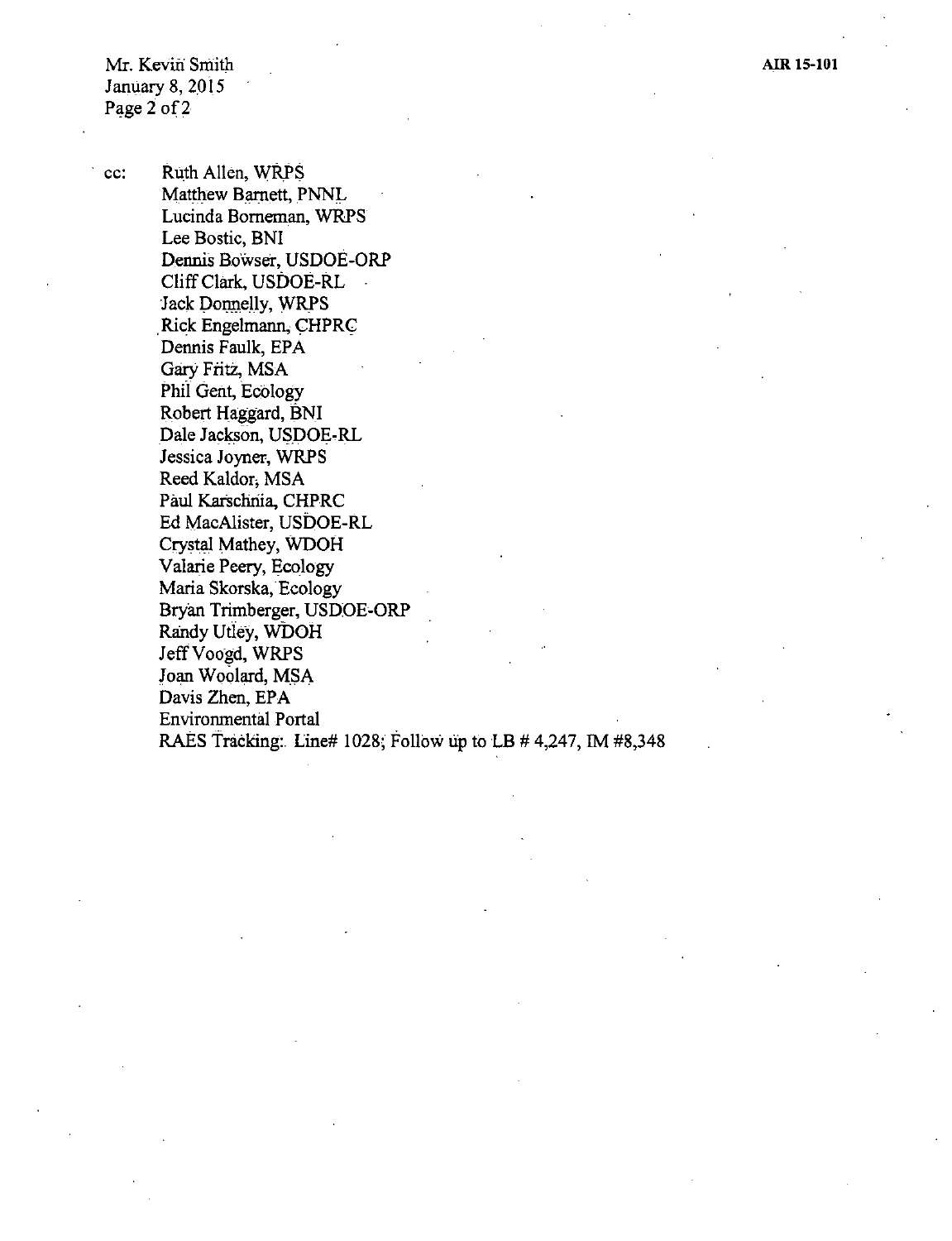cc: Ruth Allen, WRPS
Matthew Barnett, PNNL
Lucinda Borneman, WRPS
Lee Bostic, BNI
Dennis Bowser, USDOE-ORP
Cliff Clark, USDOE-RL
Jack Donnelly, WRPS
Rick Engelmann, CHPRC
Dennis Faulk, EPA
Gary Fritz, MSA
Phil Gent, Ecology
Robert Haggard, BNI
Dale Jackson, USDOE-RL
Jessica Joyner, WRPS
Reed Kaldor, MSA
Paul Karschnia, CHPRC
Ed MacAlister, USDOE-RL
Crystal Mathey, WDOH
Valarie Peery, Ecology
Maria Skorska, Ecology
Bryan Trimberger, USDOE-ORP
Randy Utley, WDOH
Jeff Voogd, WRPS
Joan Woolard, MSA
Davis Zhen, EPA
Environmental Portal
RAES Tracking: Line# 1028; Follow up to LB # 4,247, IM #8,348